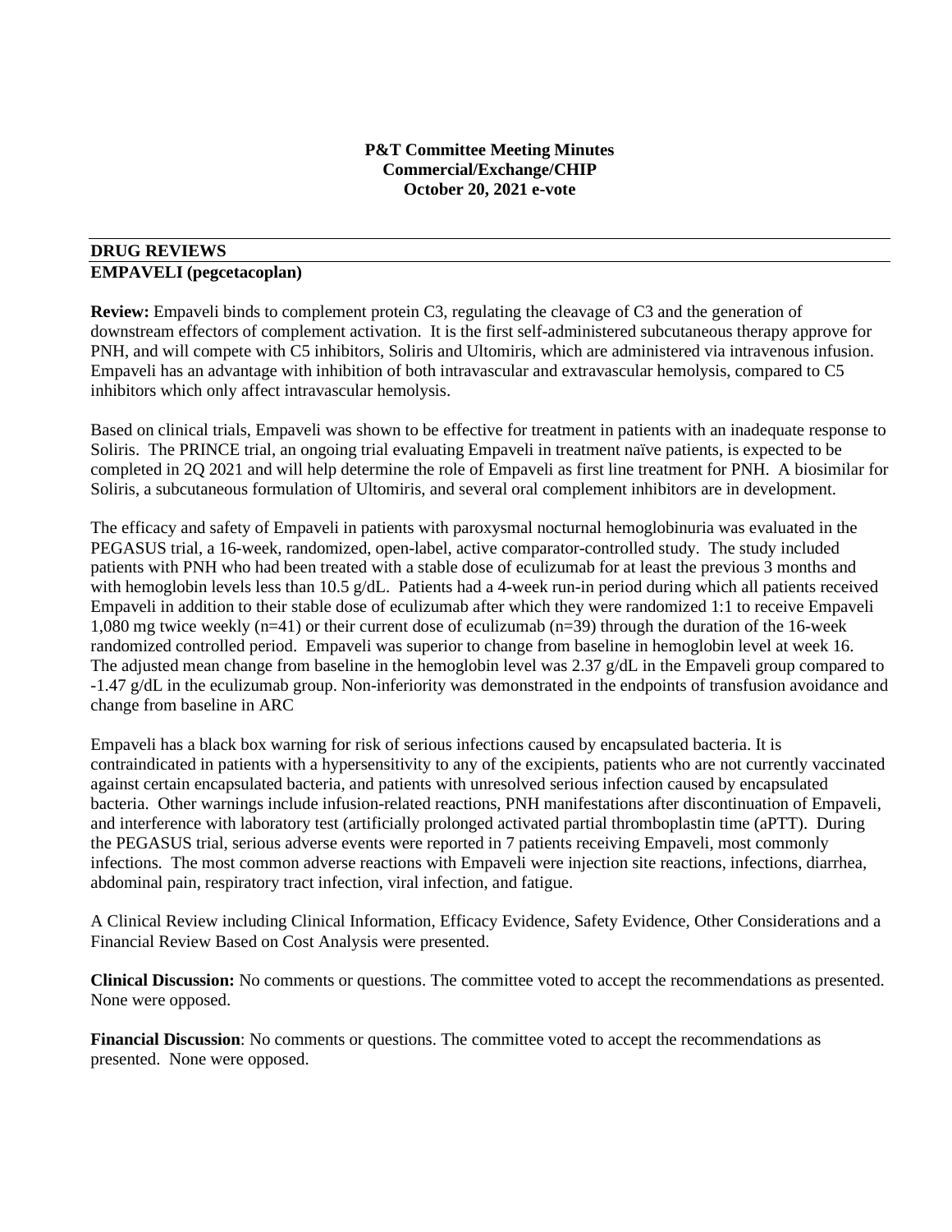**P&T Committee Meeting Minutes**
**Commercial/Exchange/CHIP**
**October 20, 2021 e-vote**

## DRUG REVIEWS

### EMPAVELI (pegcetacoplan)

**Review:** Empaveli binds to complement protein C3, regulating the cleavage of C3 and the generation of downstream effectors of complement activation. It is the first self-administered subcutaneous therapy approve for PNH, and will compete with C5 inhibitors, Soliris and Ultomiris, which are administered via intravenous infusion. Empaveli has an advantage with inhibition of both intravascular and extravascular hemolysis, compared to C5 inhibitors which only affect intravascular hemolysis.

Based on clinical trials, Empaveli was shown to be effective for treatment in patients with an inadequate response to Soliris. The PRINCE trial, an ongoing trial evaluating Empaveli in treatment naïve patients, is expected to be completed in 2Q 2021 and will help determine the role of Empaveli as first line treatment for PNH. A biosimilar for Soliris, a subcutaneous formulation of Ultomiris, and several oral complement inhibitors are in development.

The efficacy and safety of Empaveli in patients with paroxysmal nocturnal hemoglobinuria was evaluated in the PEGASUS trial, a 16-week, randomized, open-label, active comparator-controlled study. The study included patients with PNH who had been treated with a stable dose of eculizumab for at least the previous 3 months and with hemoglobin levels less than 10.5 g/dL. Patients had a 4-week run-in period during which all patients received Empaveli in addition to their stable dose of eculizumab after which they were randomized 1:1 to receive Empaveli 1,080 mg twice weekly (n=41) or their current dose of eculizumab (n=39) through the duration of the 16-week randomized controlled period. Empaveli was superior to change from baseline in hemoglobin level at week 16. The adjusted mean change from baseline in the hemoglobin level was 2.37 g/dL in the Empaveli group compared to -1.47 g/dL in the eculizumab group. Non-inferiority was demonstrated in the endpoints of transfusion avoidance and change from baseline in ARC

Empaveli has a black box warning for risk of serious infections caused by encapsulated bacteria. It is contraindicated in patients with a hypersensitivity to any of the excipients, patients who are not currently vaccinated against certain encapsulated bacteria, and patients with unresolved serious infection caused by encapsulated bacteria. Other warnings include infusion-related reactions, PNH manifestations after discontinuation of Empaveli, and interference with laboratory test (artificially prolonged activated partial thromboplastin time (aPTT). During the PEGASUS trial, serious adverse events were reported in 7 patients receiving Empaveli, most commonly infections. The most common adverse reactions with Empaveli were injection site reactions, infections, diarrhea, abdominal pain, respiratory tract infection, viral infection, and fatigue.

A Clinical Review including Clinical Information, Efficacy Evidence, Safety Evidence, Other Considerations and a Financial Review Based on Cost Analysis were presented.

**Clinical Discussion:** No comments or questions. The committee voted to accept the recommendations as presented. None were opposed.

**Financial Discussion**: No comments or questions. The committee voted to accept the recommendations as presented. None were opposed.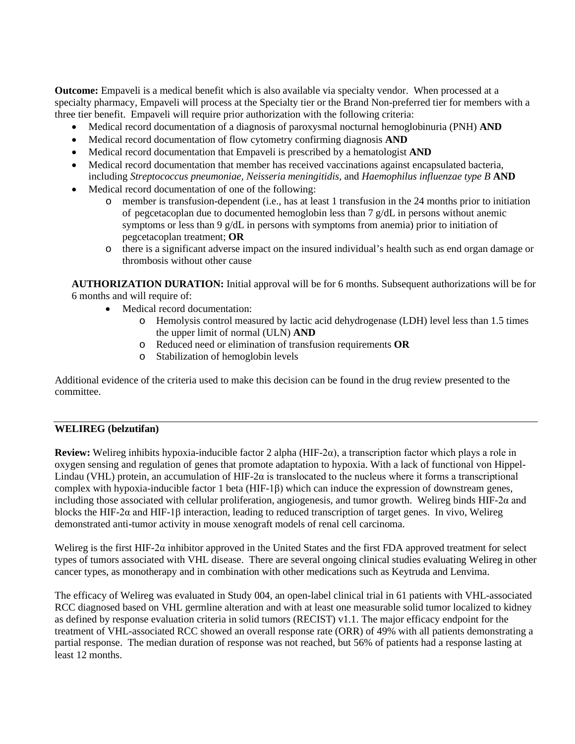**Outcome:** Empaveli is a medical benefit which is also available via specialty vendor. When processed at a specialty pharmacy, Empaveli will process at the Specialty tier or the Brand Non-preferred tier for members with a three tier benefit. Empaveli will require prior authorization with the following criteria:

- Medical record documentation of a diagnosis of paroxysmal nocturnal hemoglobinuria (PNH) **AND**
- Medical record documentation of flow cytometry confirming diagnosis **AND**
- Medical record documentation that Empaveli is prescribed by a hematologist **AND**
- Medical record documentation that member has received vaccinations against encapsulated bacteria, including *Streptococcus pneumoniae*, *Neisseria meningitidis*, and *Haemophilus influenzae type B* **AND**
- Medical record documentation of one of the following:
  - member is transfusion-dependent (i.e., has at least 1 transfusion in the 24 months prior to initiation of pegcetacoplan due to documented hemoglobin less than 7 g/dL in persons without anemic symptoms or less than 9 g/dL in persons with symptoms from anemia) prior to initiation of pegcetacoplan treatment; **OR**
  - there is a significant adverse impact on the insured individual's health such as end organ damage or thrombosis without other cause

**AUTHORIZATION DURATION:** Initial approval will be for 6 months. Subsequent authorizations will be for 6 months and will require of:

- Medical record documentation:
  - Hemolysis control measured by lactic acid dehydrogenase (LDH) level less than 1.5 times the upper limit of normal (ULN) **AND**
  - Reduced need or elimination of transfusion requirements **OR**
  - Stabilization of hemoglobin levels

Additional evidence of the criteria used to make this decision can be found in the drug review presented to the committee.

---

**WELIREG (belzutifan)**

**Review:** Welireg inhibits hypoxia-inducible factor 2 alpha (HIF-2α), a transcription factor which plays a role in oxygen sensing and regulation of genes that promote adaptation to hypoxia. With a lack of functional von Hippel-Lindau (VHL) protein, an accumulation of HIF-2α is translocated to the nucleus where it forms a transcriptional complex with hypoxia-inducible factor 1 beta (HIF-1β) which can induce the expression of downstream genes, including those associated with cellular proliferation, angiogenesis, and tumor growth. Welireg binds HIF-2α and blocks the HIF-2α and HIF-1β interaction, leading to reduced transcription of target genes. In vivo, Welireg demonstrated anti-tumor activity in mouse xenograft models of renal cell carcinoma.

Welireg is the first HIF-2α inhibitor approved in the United States and the first FDA approved treatment for select types of tumors associated with VHL disease. There are several ongoing clinical studies evaluating Welireg in other cancer types, as monotherapy and in combination with other medications such as Keytruda and Lenvima.

The efficacy of Welireg was evaluated in Study 004, an open-label clinical trial in 61 patients with VHL-associated RCC diagnosed based on VHL germline alteration and with at least one measurable solid tumor localized to kidney as defined by response evaluation criteria in solid tumors (RECIST) v1.1. The major efficacy endpoint for the treatment of VHL-associated RCC showed an overall response rate (ORR) of 49% with all patients demonstrating a partial response. The median duration of response was not reached, but 56% of patients had a response lasting at least 12 months.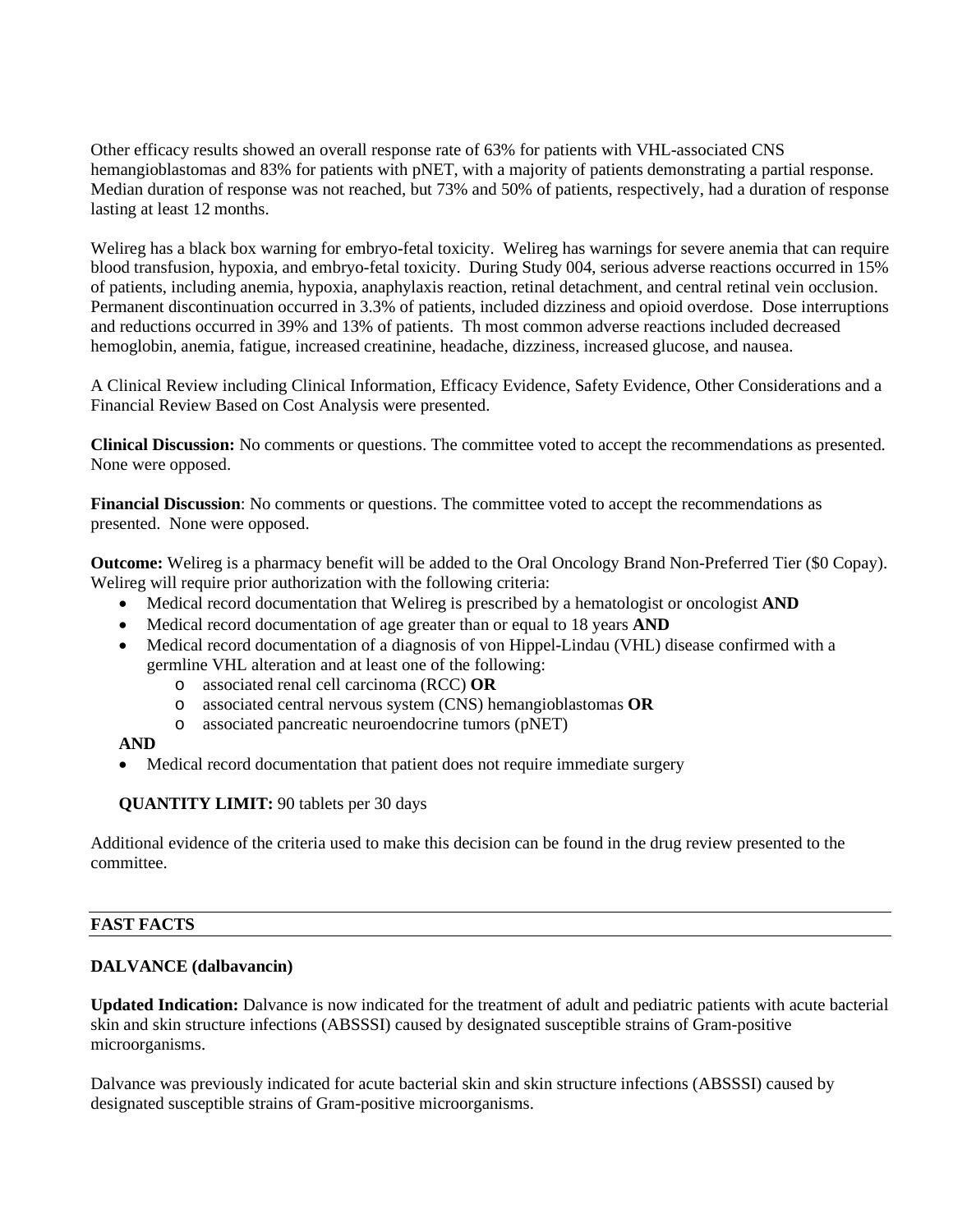Other efficacy results showed an overall response rate of 63% for patients with VHL-associated CNS hemangioblastomas and 83% for patients with pNET, with a majority of patients demonstrating a partial response. Median duration of response was not reached, but 73% and 50% of patients, respectively, had a duration of response lasting at least 12 months.

Welireg has a black box warning for embryo-fetal toxicity. Welireg has warnings for severe anemia that can require blood transfusion, hypoxia, and embryo-fetal toxicity. During Study 004, serious adverse reactions occurred in 15% of patients, including anemia, hypoxia, anaphylaxis reaction, retinal detachment, and central retinal vein occlusion. Permanent discontinuation occurred in 3.3% of patients, included dizziness and opioid overdose. Dose interruptions and reductions occurred in 39% and 13% of patients. Th most common adverse reactions included decreased hemoglobin, anemia, fatigue, increased creatinine, headache, dizziness, increased glucose, and nausea.

A Clinical Review including Clinical Information, Efficacy Evidence, Safety Evidence, Other Considerations and a Financial Review Based on Cost Analysis were presented.

**Clinical Discussion:** No comments or questions. The committee voted to accept the recommendations as presented. None were opposed.

**Financial Discussion**: No comments or questions. The committee voted to accept the recommendations as presented. None were opposed.

**Outcome:** Welireg is a pharmacy benefit will be added to the Oral Oncology Brand Non-Preferred Tier ($0 Copay). Welireg will require prior authorization with the following criteria:

- Medical record documentation that Welireg is prescribed by a hematologist or oncologist **AND**
- Medical record documentation of age greater than or equal to 18 years **AND**
- Medical record documentation of a diagnosis of von Hippel-Lindau (VHL) disease confirmed with a germline VHL alteration and at least one of the following:
  - associated renal cell carcinoma (RCC) **OR**
  - associated central nervous system (CNS) hemangioblastomas **OR**
  - associated pancreatic neuroendocrine tumors (pNET)

**AND**

- Medical record documentation that patient does not require immediate surgery

**QUANTITY LIMIT:** 90 tablets per 30 days

Additional evidence of the criteria used to make this decision can be found in the drug review presented to the committee.

## FAST FACTS

### DALVANCE (dalbavancin)

**Updated Indication:** Dalvance is now indicated for the treatment of adult and pediatric patients with acute bacterial skin and skin structure infections (ABSSSI) caused by designated susceptible strains of Gram-positive microorganisms.

Dalvance was previously indicated for acute bacterial skin and skin structure infections (ABSSSI) caused by designated susceptible strains of Gram-positive microorganisms.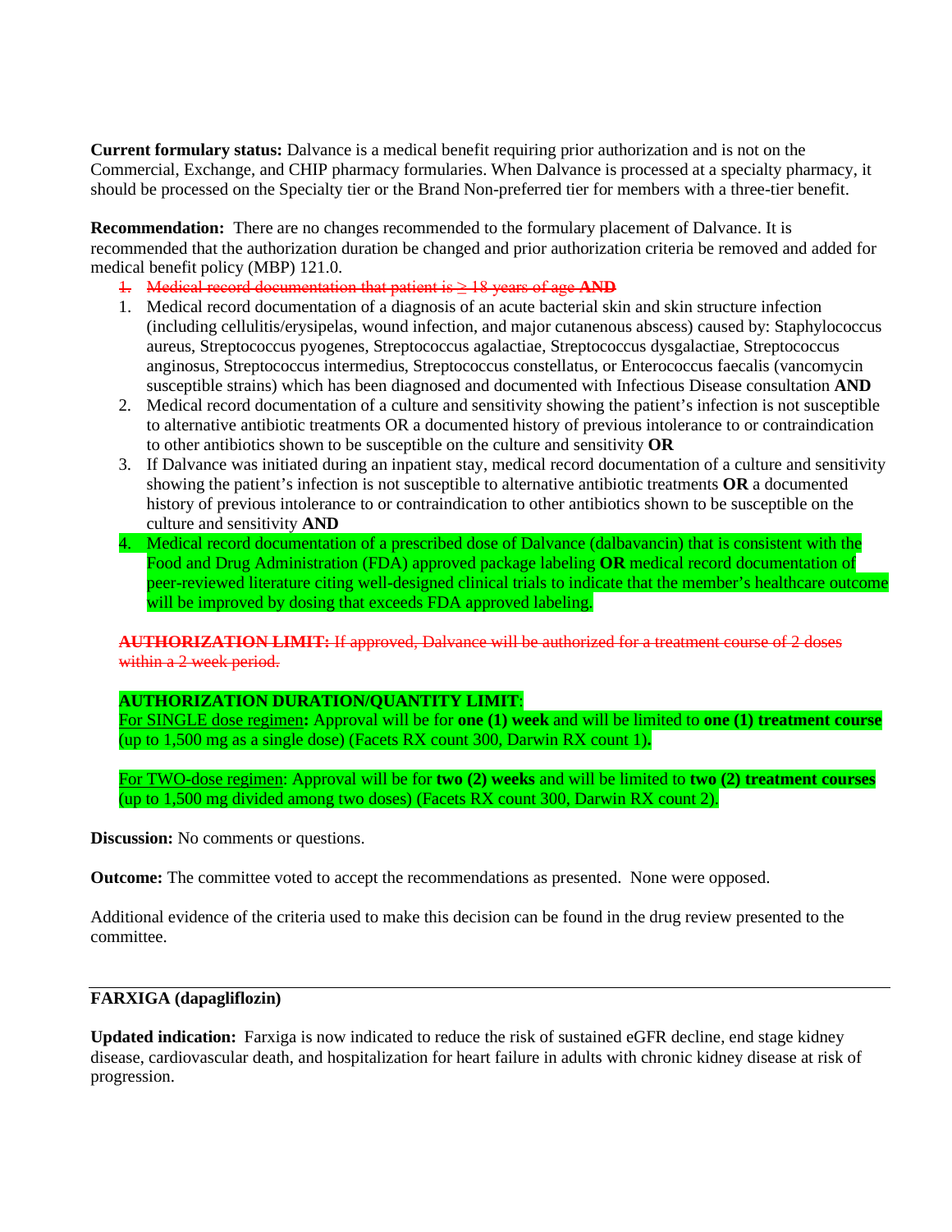**Current formulary status:** Dalvance is a medical benefit requiring prior authorization and is not on the Commercial, Exchange, and CHIP pharmacy formularies. When Dalvance is processed at a specialty pharmacy, it should be processed on the Specialty tier or the Brand Non-preferred tier for members with a three-tier benefit.

**Recommendation:** There are no changes recommended to the formulary placement of Dalvance. It is recommended that the authorization duration be changed and prior authorization criteria be removed and added for medical benefit policy (MBP) 121.0.

1. ~~Medical record documentation that patient is ≥ 18 years of age **AND**~~
1. Medical record documentation of a diagnosis of an acute bacterial skin and skin structure infection (including cellulitis/erysipelas, wound infection, and major cutanenous abscess) caused by: Staphylococcus aureus, Streptococcus pyogenes, Streptococcus agalactiae, Streptococcus dysgalactiae, Streptococcus anginosus, Streptococcus intermedius, Streptococcus constellatus, or Enterococcus faecalis (vancomycin susceptible strains) which has been diagnosed and documented with Infectious Disease consultation **AND**
2. Medical record documentation of a culture and sensitivity showing the patient's infection is not susceptible to alternative antibiotic treatments OR a documented history of previous intolerance to or contraindication to other antibiotics shown to be susceptible on the culture and sensitivity **OR**
3. If Dalvance was initiated during an inpatient stay, medical record documentation of a culture and sensitivity showing the patient's infection is not susceptible to alternative antibiotic treatments **OR** a documented history of previous intolerance to or contraindication to other antibiotics shown to be susceptible on the culture and sensitivity **AND**
4. Medical record documentation of a prescribed dose of Dalvance (dalbavancin) that is consistent with the Food and Drug Administration (FDA) approved package labeling **OR** medical record documentation of peer-reviewed literature citing well-designed clinical trials to indicate that the member's healthcare outcome will be improved by dosing that exceeds FDA approved labeling.

~~**AUTHORIZATION LIMIT:** If approved, Dalvance will be authorized for a treatment course of 2 doses within a 2 week period.~~

**AUTHORIZATION DURATION/QUANTITY LIMIT**:
For SINGLE dose regimen**:** Approval will be for **one (1) week** and will be limited to **one (1) treatment course** (up to 1,500 mg as a single dose) (Facets RX count 300, Darwin RX count 1)**.**

For TWO-dose regimen: Approval will be for **two (2) weeks** and will be limited to **two (2) treatment courses** (up to 1,500 mg divided among two doses) (Facets RX count 300, Darwin RX count 2).

**Discussion:** No comments or questions.

**Outcome:** The committee voted to accept the recommendations as presented. None were opposed.

Additional evidence of the criteria used to make this decision can be found in the drug review presented to the committee.

---

**FARXIGA (dapagliflozin)**

**Updated indication:** Farxiga is now indicated to reduce the risk of sustained eGFR decline, end stage kidney disease, cardiovascular death, and hospitalization for heart failure in adults with chronic kidney disease at risk of progression.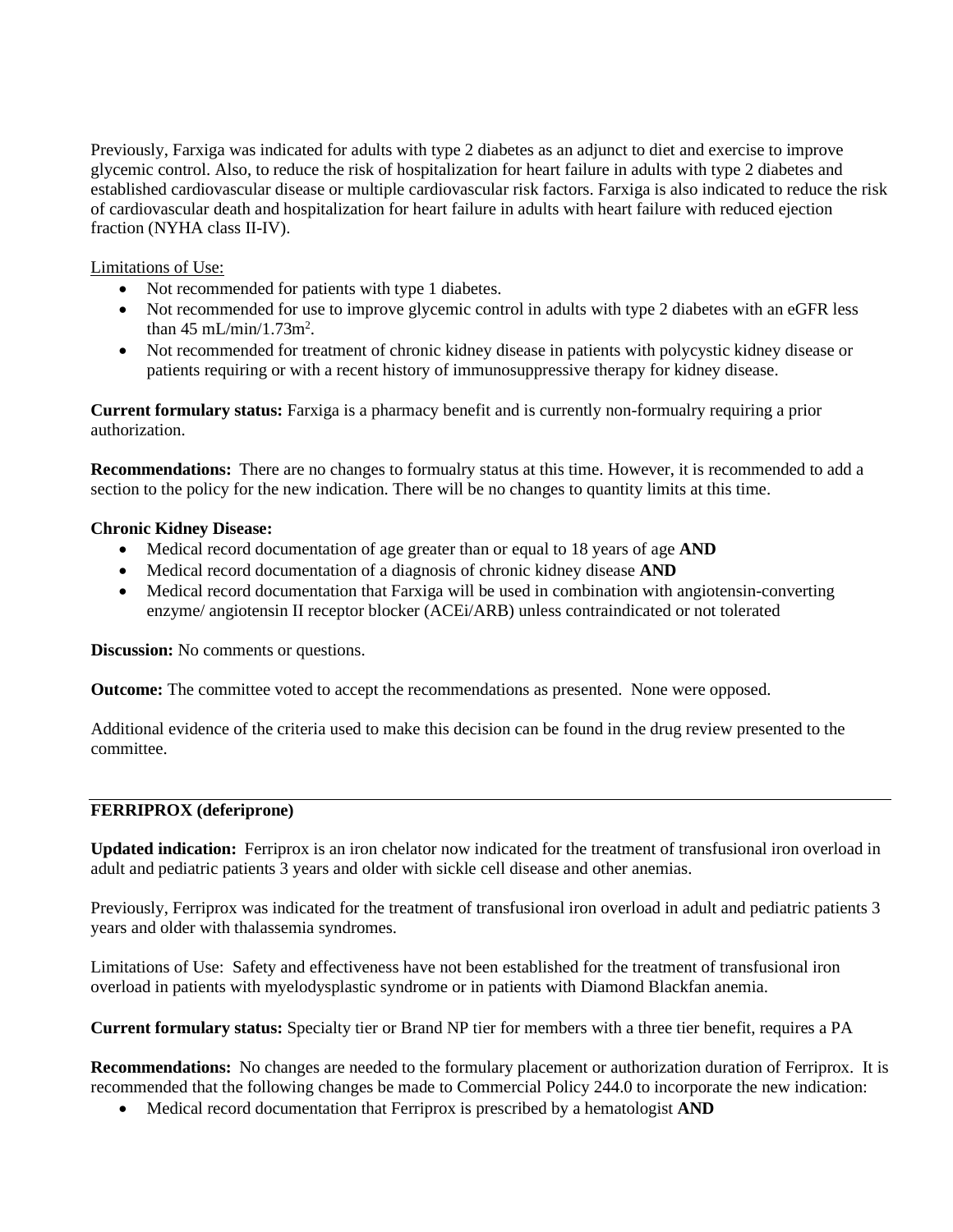Previously, Farxiga was indicated for adults with type 2 diabetes as an adjunct to diet and exercise to improve glycemic control. Also, to reduce the risk of hospitalization for heart failure in adults with type 2 diabetes and established cardiovascular disease or multiple cardiovascular risk factors. Farxiga is also indicated to reduce the risk of cardiovascular death and hospitalization for heart failure in adults with heart failure with reduced ejection fraction (NYHA class II-IV).

Limitations of Use:

- Not recommended for patients with type 1 diabetes.
- Not recommended for use to improve glycemic control in adults with type 2 diabetes with an eGFR less than 45 mL/min/1.73m$^2$.
- Not recommended for treatment of chronic kidney disease in patients with polycystic kidney disease or patients requiring or with a recent history of immunosuppressive therapy for kidney disease.

**Current formulary status:** Farxiga is a pharmacy benefit and is currently non-formualry requiring a prior authorization.

**Recommendations:** There are no changes to formualry status at this time. However, it is recommended to add a section to the policy for the new indication. There will be no changes to quantity limits at this time.

**Chronic Kidney Disease:**

- Medical record documentation of age greater than or equal to 18 years of age **AND**
- Medical record documentation of a diagnosis of chronic kidney disease **AND**
- Medical record documentation that Farxiga will be used in combination with angiotensin-converting enzyme/ angiotensin II receptor blocker (ACEi/ARB) unless contraindicated or not tolerated

**Discussion:** No comments or questions.

**Outcome:** The committee voted to accept the recommendations as presented. None were opposed.

Additional evidence of the criteria used to make this decision can be found in the drug review presented to the committee.

---

**FERRIPROX (deferiprone)**

**Updated indication:** Ferriprox is an iron chelator now indicated for the treatment of transfusional iron overload in adult and pediatric patients 3 years and older with sickle cell disease and other anemias.

Previously, Ferriprox was indicated for the treatment of transfusional iron overload in adult and pediatric patients 3 years and older with thalassemia syndromes.

Limitations of Use: Safety and effectiveness have not been established for the treatment of transfusional iron overload in patients with myelodysplastic syndrome or in patients with Diamond Blackfan anemia.

**Current formulary status:** Specialty tier or Brand NP tier for members with a three tier benefit, requires a PA

**Recommendations:** No changes are needed to the formulary placement or authorization duration of Ferriprox. It is recommended that the following changes be made to Commercial Policy 244.0 to incorporate the new indication:

- Medical record documentation that Ferriprox is prescribed by a hematologist **AND**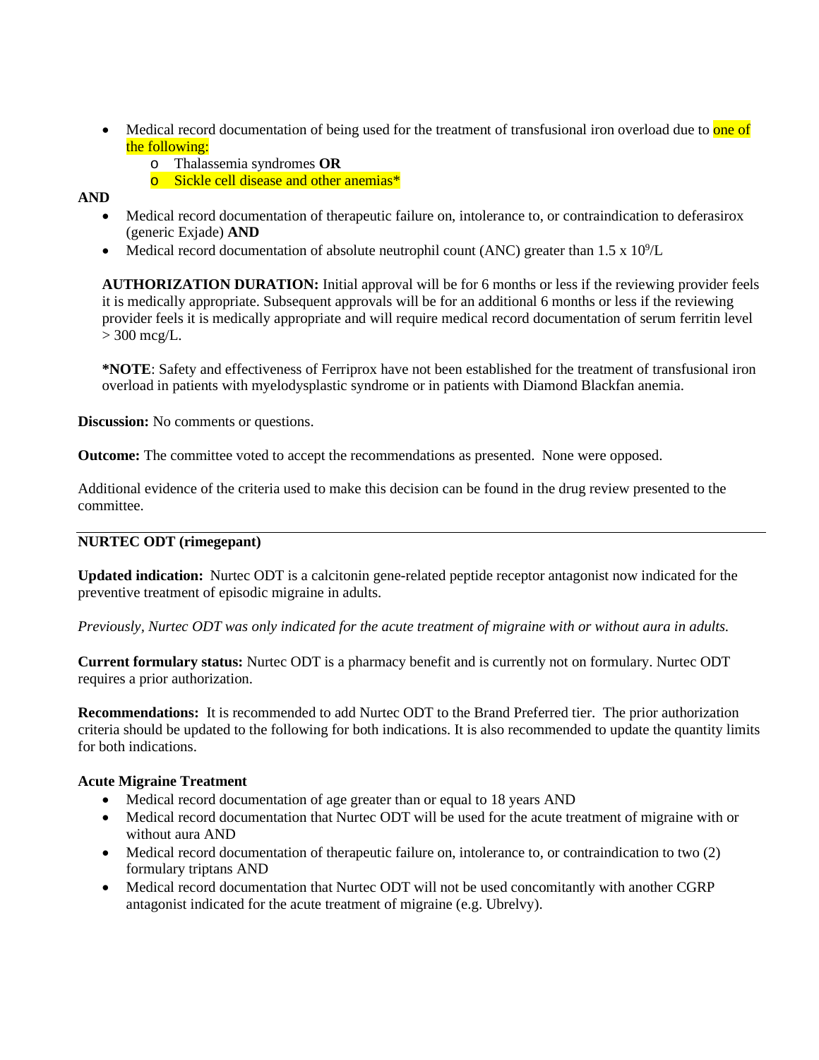- Medical record documentation of being used for the treatment of transfusional iron overload due to one of the following:
  - Thalassemia syndromes **OR**
  - Sickle cell disease and other anemias*

**AND**

- Medical record documentation of therapeutic failure on, intolerance to, or contraindication to deferasirox (generic Exjade) **AND**
- Medical record documentation of absolute neutrophil count (ANC) greater than 1.5 x $10^9$/L

**AUTHORIZATION DURATION:** Initial approval will be for 6 months or less if the reviewing provider feels it is medically appropriate. Subsequent approvals will be for an additional 6 months or less if the reviewing provider feels it is medically appropriate and will require medical record documentation of serum ferritin level > 300 mcg/L.

***NOTE**: Safety and effectiveness of Ferriprox have not been established for the treatment of transfusional iron overload in patients with myelodysplastic syndrome or in patients with Diamond Blackfan anemia.

**Discussion:** No comments or questions.

**Outcome:** The committee voted to accept the recommendations as presented. None were opposed.

Additional evidence of the criteria used to make this decision can be found in the drug review presented to the committee.

---

**NURTEC ODT (rimegepant)**

**Updated indication:** Nurtec ODT is a calcitonin gene-related peptide receptor antagonist now indicated for the preventive treatment of episodic migraine in adults.

*Previously, Nurtec ODT was only indicated for the acute treatment of migraine with or without aura in adults.*

**Current formulary status:** Nurtec ODT is a pharmacy benefit and is currently not on formulary. Nurtec ODT requires a prior authorization.

**Recommendations:** It is recommended to add Nurtec ODT to the Brand Preferred tier. The prior authorization criteria should be updated to the following for both indications. It is also recommended to update the quantity limits for both indications.

**Acute Migraine Treatment**

- Medical record documentation of age greater than or equal to 18 years AND
- Medical record documentation that Nurtec ODT will be used for the acute treatment of migraine with or without aura AND
- Medical record documentation of therapeutic failure on, intolerance to, or contraindication to two (2) formulary triptans AND
- Medical record documentation that Nurtec ODT will not be used concomitantly with another CGRP antagonist indicated for the acute treatment of migraine (e.g. Ubrelvy).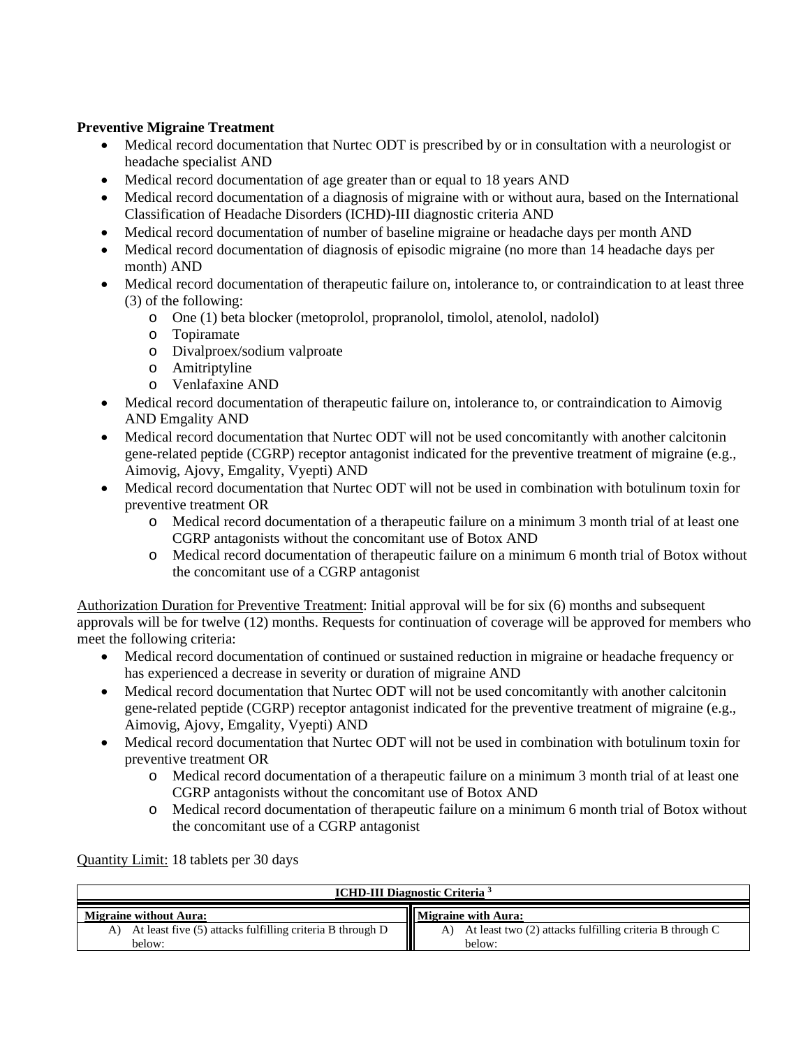**Preventive Migraine Treatment**

- Medical record documentation that Nurtec ODT is prescribed by or in consultation with a neurologist or headache specialist AND
- Medical record documentation of age greater than or equal to 18 years AND
- Medical record documentation of a diagnosis of migraine with or without aura, based on the International Classification of Headache Disorders (ICHD)-III diagnostic criteria AND
- Medical record documentation of number of baseline migraine or headache days per month AND
- Medical record documentation of diagnosis of episodic migraine (no more than 14 headache days per month) AND
- Medical record documentation of therapeutic failure on, intolerance to, or contraindication to at least three (3) of the following:
    - One (1) beta blocker (metoprolol, propranolol, timolol, atenolol, nadolol)
    - Topiramate
    - Divalproex/sodium valproate
    - Amitriptyline
    - Venlafaxine AND
- Medical record documentation of therapeutic failure on, intolerance to, or contraindication to Aimovig AND Emgality AND
- Medical record documentation that Nurtec ODT will not be used concomitantly with another calcitonin gene-related peptide (CGRP) receptor antagonist indicated for the preventive treatment of migraine (e.g., Aimovig, Ajovy, Emgality, Vyepti) AND
- Medical record documentation that Nurtec ODT will not be used in combination with botulinum toxin for preventive treatment OR
    - Medical record documentation of a therapeutic failure on a minimum 3 month trial of at least one CGRP antagonists without the concomitant use of Botox AND
    - Medical record documentation of therapeutic failure on a minimum 6 month trial of Botox without the concomitant use of a CGRP antagonist

Authorization Duration for Preventive Treatment: Initial approval will be for six (6) months and subsequent approvals will be for twelve (12) months. Requests for continuation of coverage will be approved for members who meet the following criteria:

- Medical record documentation of continued or sustained reduction in migraine or headache frequency or has experienced a decrease in severity or duration of migraine AND
- Medical record documentation that Nurtec ODT will not be used concomitantly with another calcitonin gene-related peptide (CGRP) receptor antagonist indicated for the preventive treatment of migraine (e.g., Aimovig, Ajovy, Emgality, Vyepti) AND
- Medical record documentation that Nurtec ODT will not be used in combination with botulinum toxin for preventive treatment OR
    - Medical record documentation of a therapeutic failure on a minimum 3 month trial of at least one CGRP antagonists without the concomitant use of Botox AND
    - Medical record documentation of therapeutic failure on a minimum 6 month trial of Botox without the concomitant use of a CGRP antagonist

Quantity Limit: 18 tablets per 30 days

| **ICHD-III Diagnostic Criteria [3]** | |
|---|---|
| **Migraine without Aura:** | **Migraine with Aura:** |
| A) At least five (5) attacks fulfilling criteria B through D below: | A) At least two (2) attacks fulfilling criteria B through C below: |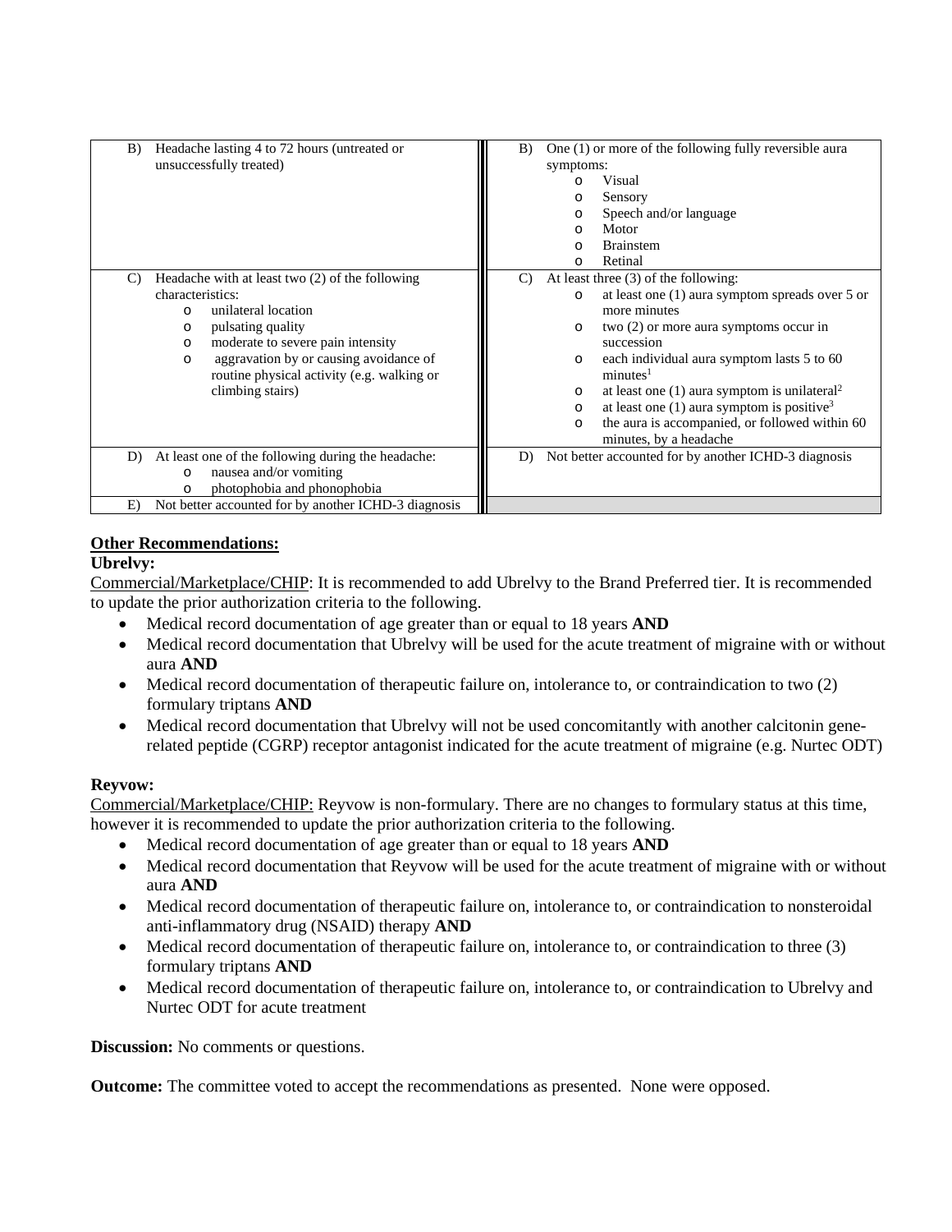| | |
|---|---|
| B) Headache lasting 4 to 72 hours (untreated or unsuccessfully treated) | B) One (1) or more of the following fully reversible aura symptoms: <br>○ Visual <br>○ Sensory <br>○ Speech and/or language <br>○ Motor <br>○ Brainstem <br>○ Retinal |
| C) Headache with at least two (2) of the following characteristics: <br>○ unilateral location <br>○ pulsating quality <br>○ moderate to severe pain intensity <br>○ aggravation by or causing avoidance of routine physical activity (e.g. walking or climbing stairs) | C) At least three (3) of the following: <br>○ at least one (1) aura symptom spreads over 5 or more minutes <br>○ two (2) or more aura symptoms occur in succession <br>○ each individual aura symptom lasts 5 to 60 minutes[1] <br>○ at least one (1) aura symptom is unilateral[2] <br>○ at least one (1) aura symptom is positive[3] <br>○ the aura is accompanied, or followed within 60 minutes, by a headache |
| D) At least one of the following during the headache: <br>○ nausea and/or vomiting <br>○ photophobia and phonophobia | D) Not better accounted for by another ICHD-3 diagnosis |
| E) Not better accounted for by another ICHD-3 diagnosis | |

**Other Recommendations:**

**Ubrelvy:**

Commercial/Marketplace/CHIP: It is recommended to add Ubrelvy to the Brand Preferred tier. It is recommended to update the prior authorization criteria to the following.

- Medical record documentation of age greater than or equal to 18 years **AND**
- Medical record documentation that Ubrelvy will be used for the acute treatment of migraine with or without aura **AND**
- Medical record documentation of therapeutic failure on, intolerance to, or contraindication to two (2) formulary triptans **AND**
- Medical record documentation that Ubrelvy will not be used concomitantly with another calcitonin gene-related peptide (CGRP) receptor antagonist indicated for the acute treatment of migraine (e.g. Nurtec ODT)

**Reyvow:**

Commercial/Marketplace/CHIP: Reyvow is non-formulary. There are no changes to formulary status at this time, however it is recommended to update the prior authorization criteria to the following.

- Medical record documentation of age greater than or equal to 18 years **AND**
- Medical record documentation that Reyvow will be used for the acute treatment of migraine with or without aura **AND**
- Medical record documentation of therapeutic failure on, intolerance to, or contraindication to nonsteroidal anti-inflammatory drug (NSAID) therapy **AND**
- Medical record documentation of therapeutic failure on, intolerance to, or contraindication to three (3) formulary triptans **AND**
- Medical record documentation of therapeutic failure on, intolerance to, or contraindication to Ubrelvy and Nurtec ODT for acute treatment

**Discussion:** No comments or questions.

**Outcome:** The committee voted to accept the recommendations as presented. None were opposed.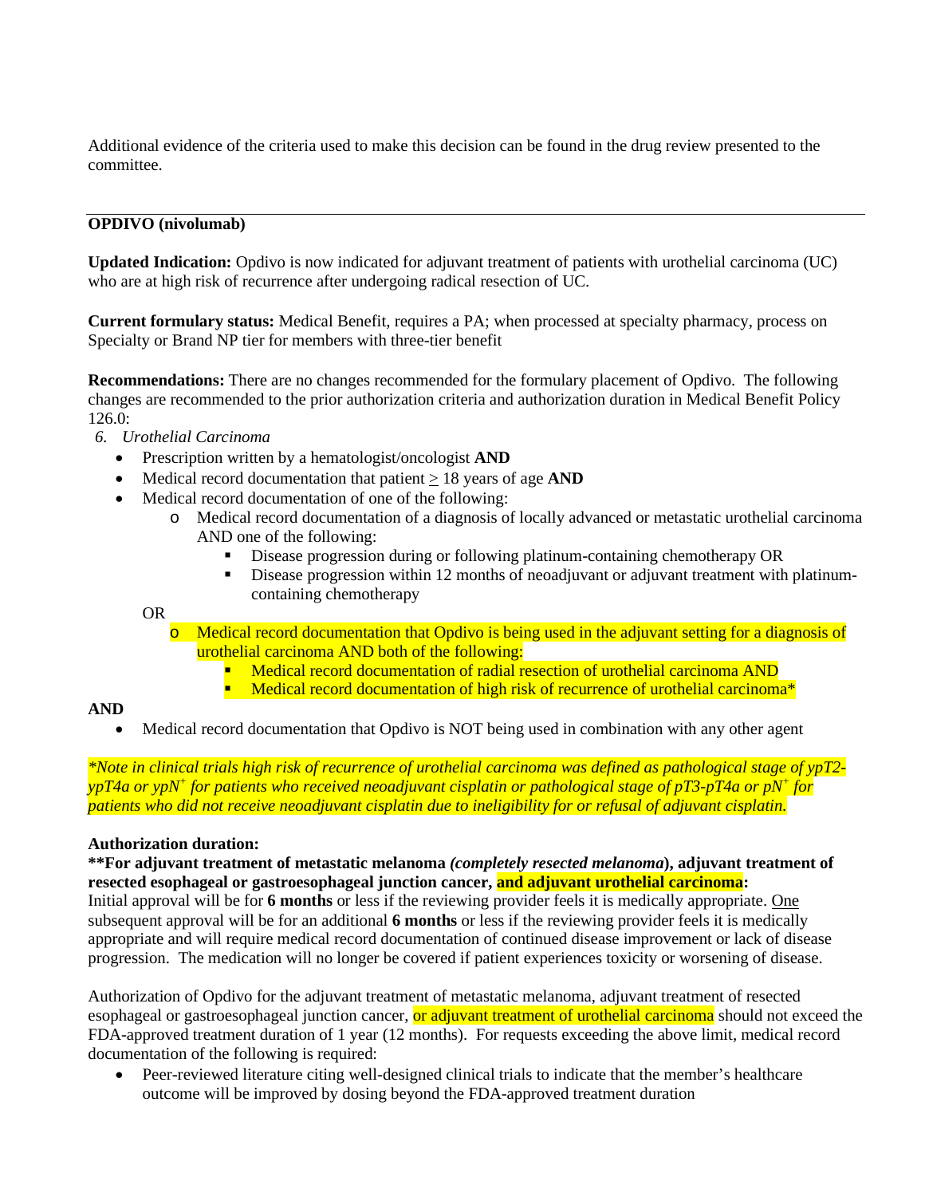Additional evidence of the criteria used to make this decision can be found in the drug review presented to the committee.

---

**OPDIVO (nivolumab)**

**Updated Indication:** Opdivo is now indicated for adjuvant treatment of patients with urothelial carcinoma (UC) who are at high risk of recurrence after undergoing radical resection of UC.

**Current formulary status:** Medical Benefit, requires a PA; when processed at specialty pharmacy, process on Specialty or Brand NP tier for members with three-tier benefit

**Recommendations:** There are no changes recommended for the formulary placement of Opdivo. The following changes are recommended to the prior authorization criteria and authorization duration in Medical Benefit Policy 126.0:

6. *Urothelial Carcinoma*
   - Prescription written by a hematologist/oncologist **AND**
   - Medical record documentation that patient ≥ 18 years of age **AND**
   - Medical record documentation of one of the following:
     - Medical record documentation of a diagnosis of locally advanced or metastatic urothelial carcinoma AND one of the following:
       - Disease progression during or following platinum-containing chemotherapy OR
       - Disease progression within 12 months of neoadjuvant or adjuvant treatment with platinum-containing chemotherapy

     OR

     - Medical record documentation that Opdivo is being used in the adjuvant setting for a diagnosis of urothelial carcinoma AND both of the following:
       - Medical record documentation of radial resection of urothelial carcinoma AND
       - Medical record documentation of high risk of recurrence of urothelial carcinoma*

**AND**

- Medical record documentation that Opdivo is NOT being used in combination with any other agent

*\*Note in clinical trials high risk of recurrence of urothelial carcinoma was defined as pathological stage of ypT2-ypT4a or ypN$^+$ for patients who received neoadjuvant cisplatin or pathological stage of pT3-pT4a or pN$^+$ for patients who did not receive neoadjuvant cisplatin due to ineligibility for or refusal of adjuvant cisplatin.*

**Authorization duration:**

**\*\*For adjuvant treatment of metastatic melanoma *(completely resected melanoma*), adjuvant treatment of resected esophageal or gastroesophageal junction cancer, and adjuvant urothelial carcinoma:**

Initial approval will be for **6 months** or less if the reviewing provider feels it is medically appropriate. One subsequent approval will be for an additional **6 months** or less if the reviewing provider feels it is medically appropriate and will require medical record documentation of continued disease improvement or lack of disease progression. The medication will no longer be covered if patient experiences toxicity or worsening of disease.

Authorization of Opdivo for the adjuvant treatment of metastatic melanoma, adjuvant treatment of resected esophageal or gastroesophageal junction cancer, or adjuvant treatment of urothelial carcinoma should not exceed the FDA-approved treatment duration of 1 year (12 months). For requests exceeding the above limit, medical record documentation of the following is required:

- Peer-reviewed literature citing well-designed clinical trials to indicate that the member's healthcare outcome will be improved by dosing beyond the FDA-approved treatment duration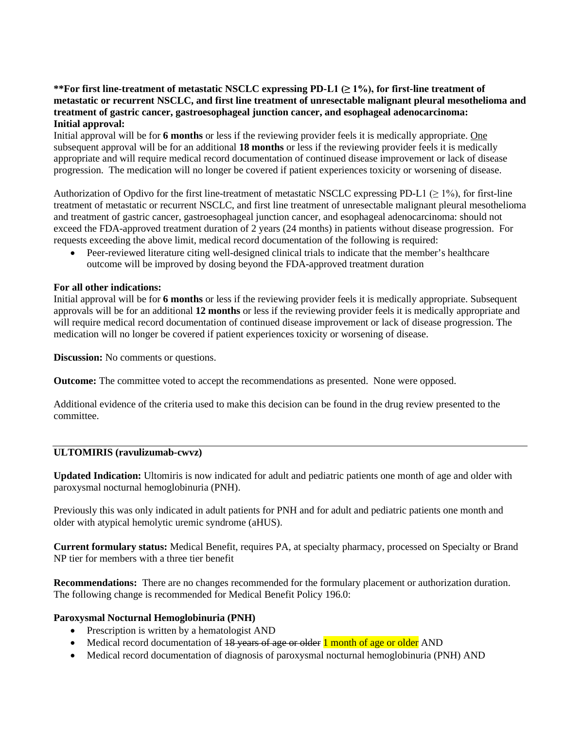**\*\*For first line-treatment of metastatic NSCLC expressing PD-L1 (≥ 1%), for first-line treatment of metastatic or recurrent NSCLC, and first line treatment of unresectable malignant pleural mesothelioma and treatment of gastric cancer, gastroesophageal junction cancer, and esophageal adenocarcinoma:**
**Initial approval:**
Initial approval will be for **6 months** or less if the reviewing provider feels it is medically appropriate. <u>One</u> subsequent approval will be for an additional **18 months** or less if the reviewing provider feels it is medically appropriate and will require medical record documentation of continued disease improvement or lack of disease progression. The medication will no longer be covered if patient experiences toxicity or worsening of disease.

Authorization of Opdivo for the first line-treatment of metastatic NSCLC expressing PD-L1 (≥ 1%), for first-line treatment of metastatic or recurrent NSCLC, and first line treatment of unresectable malignant pleural mesothelioma and treatment of gastric cancer, gastroesophageal junction cancer, and esophageal adenocarcinoma: should not exceed the FDA-approved treatment duration of 2 years (24 months) in patients without disease progression. For requests exceeding the above limit, medical record documentation of the following is required:

- Peer-reviewed literature citing well-designed clinical trials to indicate that the member's healthcare outcome will be improved by dosing beyond the FDA-approved treatment duration

**For all other indications:**
Initial approval will be for **6 months** or less if the reviewing provider feels it is medically appropriate. Subsequent approvals will be for an additional **12 months** or less if the reviewing provider feels it is medically appropriate and will require medical record documentation of continued disease improvement or lack of disease progression. The medication will no longer be covered if patient experiences toxicity or worsening of disease.

**Discussion:** No comments or questions.

**Outcome:** The committee voted to accept the recommendations as presented. None were opposed.

Additional evidence of the criteria used to make this decision can be found in the drug review presented to the committee.

---

**ULTOMIRIS (ravulizumab-cwvz)**

**Updated Indication:** Ultomiris is now indicated for adult and pediatric patients one month of age and older with paroxysmal nocturnal hemoglobinuria (PNH).

Previously this was only indicated in adult patients for PNH and for adult and pediatric patients one month and older with atypical hemolytic uremic syndrome (aHUS).

**Current formulary status:** Medical Benefit, requires PA, at specialty pharmacy, processed on Specialty or Brand NP tier for members with a three tier benefit

**Recommendations:** There are no changes recommended for the formulary placement or authorization duration. The following change is recommended for Medical Benefit Policy 196.0:

**Paroxysmal Nocturnal Hemoglobinuria (PNH)**

- Prescription is written by a hematologist AND
- Medical record documentation of ~~18 years of age or older~~ 1 month of age or older AND
- Medical record documentation of diagnosis of paroxysmal nocturnal hemoglobinuria (PNH) AND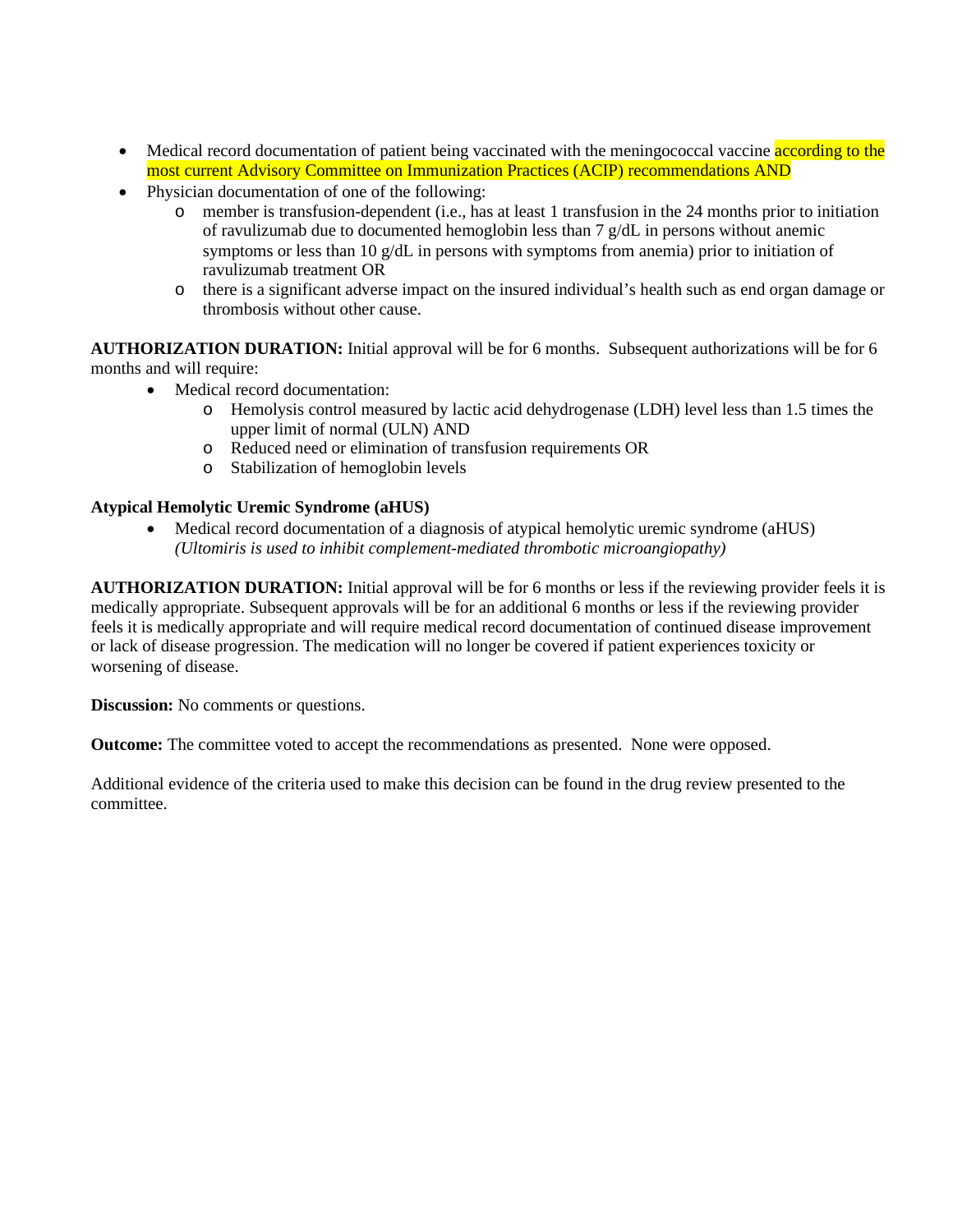- Medical record documentation of patient being vaccinated with the meningococcal vaccine according to the most current Advisory Committee on Immunization Practices (ACIP) recommendations AND
- Physician documentation of one of the following:
  - member is transfusion-dependent (i.e., has at least 1 transfusion in the 24 months prior to initiation of ravulizumab due to documented hemoglobin less than 7 g/dL in persons without anemic symptoms or less than 10 g/dL in persons with symptoms from anemia) prior to initiation of ravulizumab treatment OR
  - there is a significant adverse impact on the insured individual's health such as end organ damage or thrombosis without other cause.

**AUTHORIZATION DURATION:** Initial approval will be for 6 months. Subsequent authorizations will be for 6 months and will require:

- Medical record documentation:
  - Hemolysis control measured by lactic acid dehydrogenase (LDH) level less than 1.5 times the upper limit of normal (ULN) AND
  - Reduced need or elimination of transfusion requirements OR
  - Stabilization of hemoglobin levels

**Atypical Hemolytic Uremic Syndrome (aHUS)**

- Medical record documentation of a diagnosis of atypical hemolytic uremic syndrome (aHUS) *(Ultomiris is used to inhibit complement-mediated thrombotic microangiopathy)*

**AUTHORIZATION DURATION:** Initial approval will be for 6 months or less if the reviewing provider feels it is medically appropriate. Subsequent approvals will be for an additional 6 months or less if the reviewing provider feels it is medically appropriate and will require medical record documentation of continued disease improvement or lack of disease progression. The medication will no longer be covered if patient experiences toxicity or worsening of disease.

**Discussion:** No comments or questions.

**Outcome:** The committee voted to accept the recommendations as presented. None were opposed.

Additional evidence of the criteria used to make this decision can be found in the drug review presented to the committee.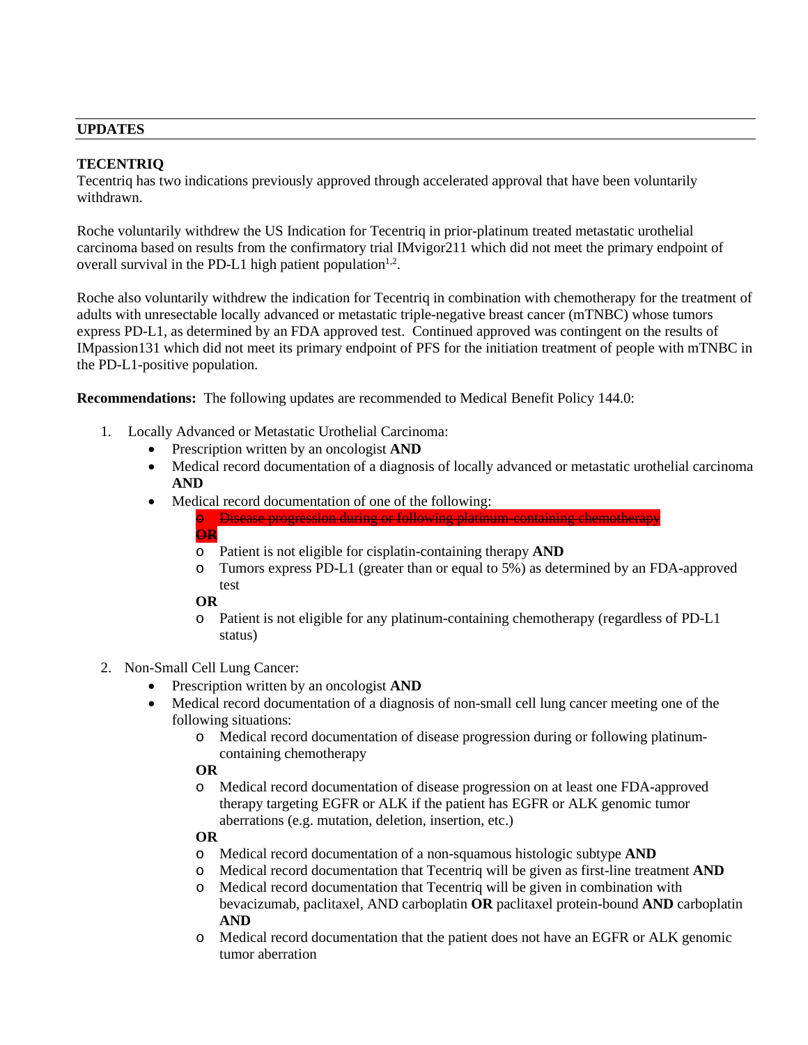## UPDATES

**TECENTRIQ**

Tecentriq has two indications previously approved through accelerated approval that have been voluntarily withdrawn.

Roche voluntarily withdrew the US Indication for Tecentriq in prior-platinum treated metastatic urothelial carcinoma based on results from the confirmatory trial IMvigor211 which did not meet the primary endpoint of overall survival in the PD-L1 high patient population[1,2].

Roche also voluntarily withdrew the indication for Tecentriq in combination with chemotherapy for the treatment of adults with unresectable locally advanced or metastatic triple-negative breast cancer (mTNBC) whose tumors express PD-L1, as determined by an FDA approved test. Continued approved was contingent on the results of IMpassion131 which did not meet its primary endpoint of PFS for the initiation treatment of people with mTNBC in the PD-L1-positive population.

**Recommendations:** The following updates are recommended to Medical Benefit Policy 144.0:

1. Locally Advanced or Metastatic Urothelial Carcinoma:
   - Prescription written by an oncologist **AND**
   - Medical record documentation of a diagnosis of locally advanced or metastatic urothelial carcinoma **AND**
   - Medical record documentation of one of the following:
     - ~~Disease progression during or following platinum-containing chemotherapy~~

     ~~**OR**~~
     - Patient is not eligible for cisplatin-containing therapy **AND**
     - Tumors express PD-L1 (greater than or equal to 5%) as determined by an FDA-approved test

     **OR**
     - Patient is not eligible for any platinum-containing chemotherapy (regardless of PD-L1 status)

2. Non-Small Cell Lung Cancer:
   - Prescription written by an oncologist **AND**
   - Medical record documentation of a diagnosis of non-small cell lung cancer meeting one of the following situations:
     - Medical record documentation of disease progression during or following platinum-containing chemotherapy

     **OR**
     - Medical record documentation of disease progression on at least one FDA-approved therapy targeting EGFR or ALK if the patient has EGFR or ALK genomic tumor aberrations (e.g. mutation, deletion, insertion, etc.)

     **OR**
     - Medical record documentation of a non-squamous histologic subtype **AND**
     - Medical record documentation that Tecentriq will be given as first-line treatment **AND**
     - Medical record documentation that Tecentriq will be given in combination with bevacizumab, paclitaxel, AND carboplatin **OR** paclitaxel protein-bound **AND** carboplatin **AND**
     - Medical record documentation that the patient does not have an EGFR or ALK genomic tumor aberration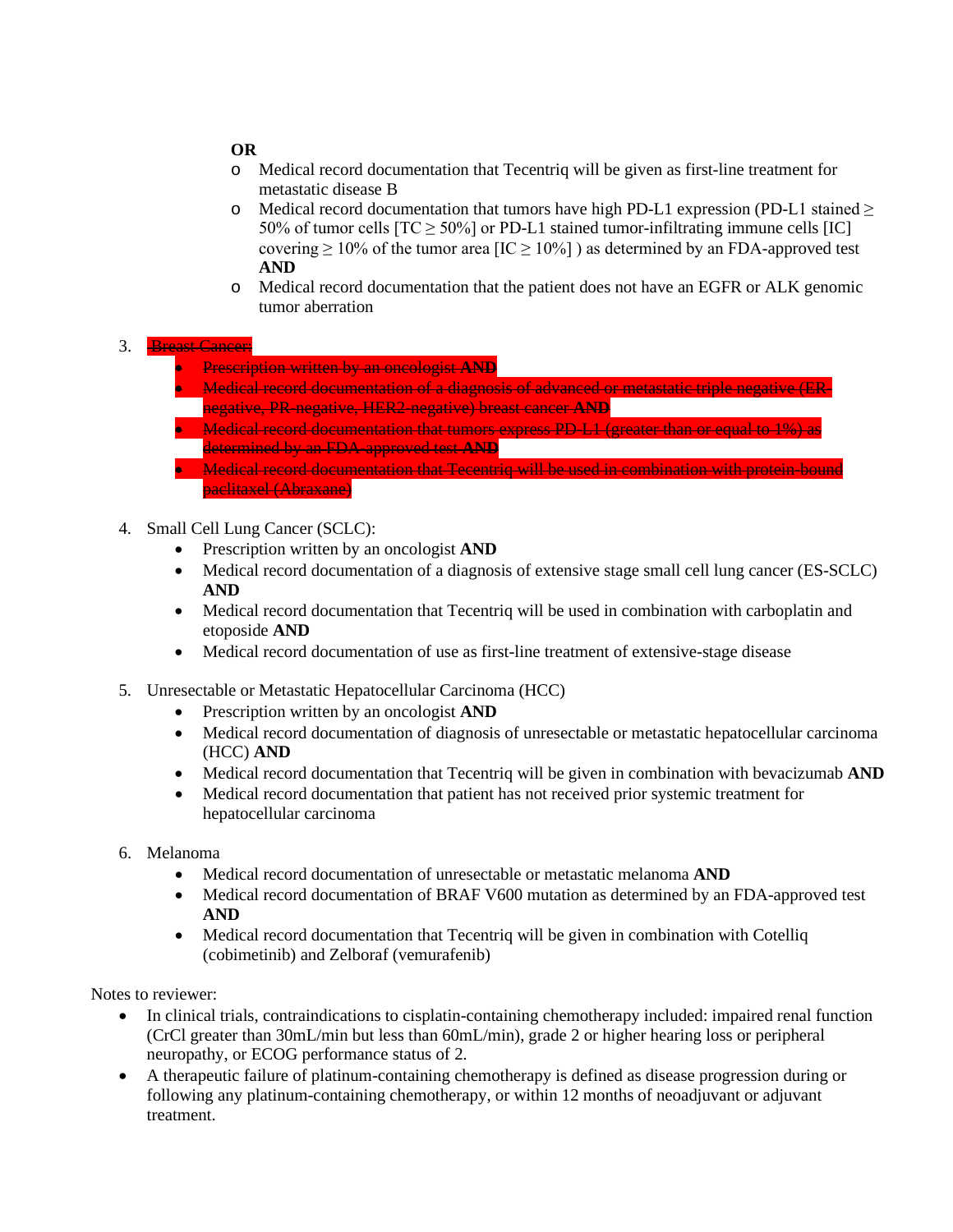**OR**

- Medical record documentation that Tecentriq will be given as first-line treatment for metastatic disease B
- Medical record documentation that tumors have high PD-L1 expression (PD-L1 stained ≥ 50% of tumor cells [TC ≥ 50%] or PD-L1 stained tumor-infiltrating immune cells [IC] covering ≥ 10% of the tumor area [IC ≥ 10%] ) as determined by an FDA-approved test **AND**
- Medical record documentation that the patient does not have an EGFR or ALK genomic tumor aberration

3. ~~Breast Cancer:~~
   - ~~Prescription written by an oncologist **AND**~~
   - ~~Medical record documentation of a diagnosis of advanced or metastatic triple negative (ER-negative, PR-negative, HER2-negative) breast cancer **AND**~~
   - ~~Medical record documentation that tumors express PD-L1 (greater than or equal to 1%) as determined by an FDA-approved test **AND**~~
   - ~~Medical record documentation that Tecentriq will be used in combination with protein-bound paclitaxel (Abraxane)~~

4. Small Cell Lung Cancer (SCLC):
   - Prescription written by an oncologist **AND**
   - Medical record documentation of a diagnosis of extensive stage small cell lung cancer (ES-SCLC) **AND**
   - Medical record documentation that Tecentriq will be used in combination with carboplatin and etoposide **AND**
   - Medical record documentation of use as first-line treatment of extensive-stage disease

5. Unresectable or Metastatic Hepatocellular Carcinoma (HCC)
   - Prescription written by an oncologist **AND**
   - Medical record documentation of diagnosis of unresectable or metastatic hepatocellular carcinoma (HCC) **AND**
   - Medical record documentation that Tecentriq will be given in combination with bevacizumab **AND**
   - Medical record documentation that patient has not received prior systemic treatment for hepatocellular carcinoma

6. Melanoma
   - Medical record documentation of unresectable or metastatic melanoma **AND**
   - Medical record documentation of BRAF V600 mutation as determined by an FDA-approved test **AND**
   - Medical record documentation that Tecentriq will be given in combination with Cotelliq (cobimetinib) and Zelboraf (vemurafenib)

Notes to reviewer:

- In clinical trials, contraindications to cisplatin-containing chemotherapy included: impaired renal function (CrCl greater than 30mL/min but less than 60mL/min), grade 2 or higher hearing loss or peripheral neuropathy, or ECOG performance status of 2.
- A therapeutic failure of platinum-containing chemotherapy is defined as disease progression during or following any platinum-containing chemotherapy, or within 12 months of neoadjuvant or adjuvant treatment.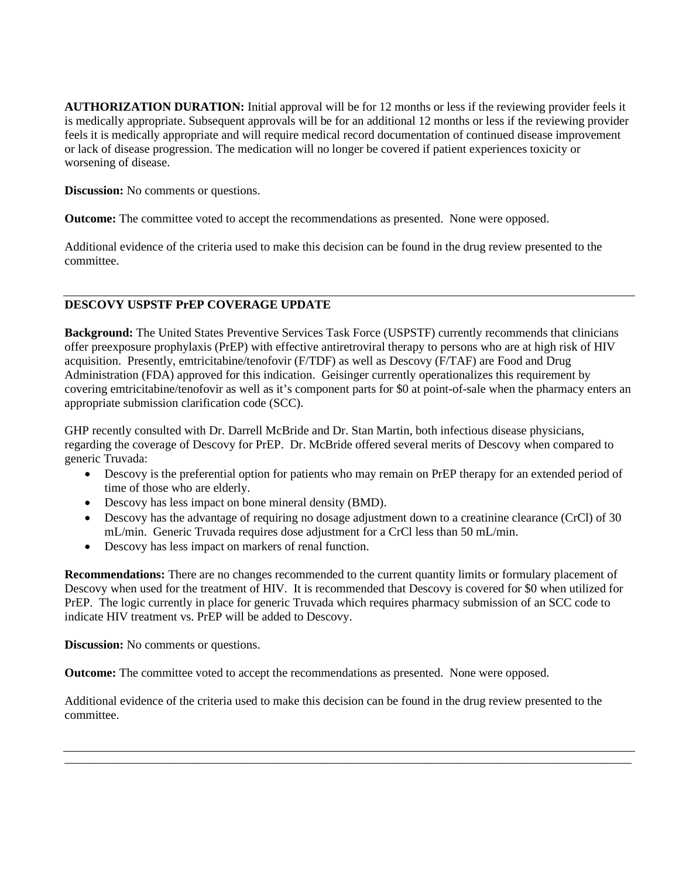**AUTHORIZATION DURATION:** Initial approval will be for 12 months or less if the reviewing provider feels it is medically appropriate. Subsequent approvals will be for an additional 12 months or less if the reviewing provider feels it is medically appropriate and will require medical record documentation of continued disease improvement or lack of disease progression. The medication will no longer be covered if patient experiences toxicity or worsening of disease.

**Discussion:** No comments or questions.

**Outcome:** The committee voted to accept the recommendations as presented. None were opposed.

Additional evidence of the criteria used to make this decision can be found in the drug review presented to the committee.

---

## DESCOVY USPSTF PrEP COVERAGE UPDATE

**Background:** The United States Preventive Services Task Force (USPSTF) currently recommends that clinicians offer preexposure prophylaxis (PrEP) with effective antiretroviral therapy to persons who are at high risk of HIV acquisition. Presently, emtricitabine/tenofovir (F/TDF) as well as Descovy (F/TAF) are Food and Drug Administration (FDA) approved for this indication. Geisinger currently operationalizes this requirement by covering emtricitabine/tenofovir as well as it's component parts for $0 at point-of-sale when the pharmacy enters an appropriate submission clarification code (SCC).

GHP recently consulted with Dr. Darrell McBride and Dr. Stan Martin, both infectious disease physicians, regarding the coverage of Descovy for PrEP. Dr. McBride offered several merits of Descovy when compared to generic Truvada:

- Descovy is the preferential option for patients who may remain on PrEP therapy for an extended period of time of those who are elderly.
- Descovy has less impact on bone mineral density (BMD).
- Descovy has the advantage of requiring no dosage adjustment down to a creatinine clearance (CrCl) of 30 mL/min. Generic Truvada requires dose adjustment for a CrCl less than 50 mL/min.
- Descovy has less impact on markers of renal function.

**Recommendations:** There are no changes recommended to the current quantity limits or formulary placement of Descovy when used for the treatment of HIV. It is recommended that Descovy is covered for $0 when utilized for PrEP. The logic currently in place for generic Truvada which requires pharmacy submission of an SCC code to indicate HIV treatment vs. PrEP will be added to Descovy.

**Discussion:** No comments or questions.

**Outcome:** The committee voted to accept the recommendations as presented. None were opposed.

Additional evidence of the criteria used to make this decision can be found in the drug review presented to the committee.

---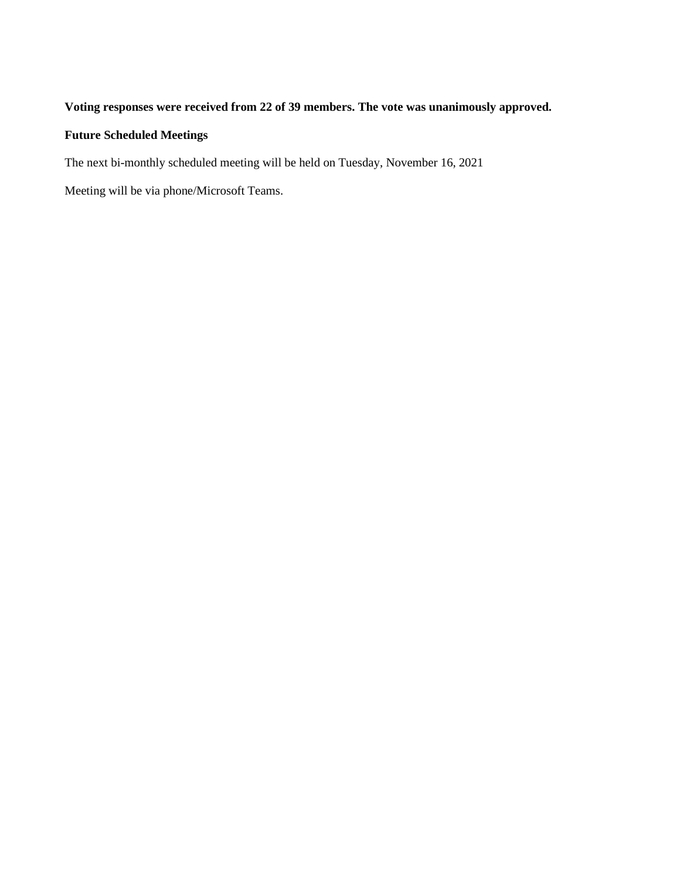**Voting responses were received from 22 of 39 members. The vote was unanimously approved.**

**Future Scheduled Meetings**

The next bi-monthly scheduled meeting will be held on Tuesday, November 16, 2021

Meeting will be via phone/Microsoft Teams.